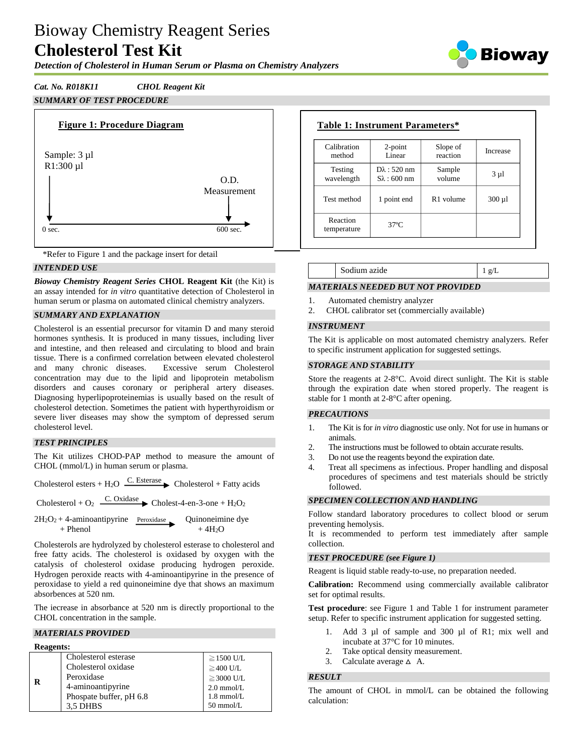# Bioway Chemistry Reagent Series

# Cholesterol Test Kit

***Detection of Cholesterol in Human Serum or Plasma on Chemistry Analyzers***

*Cat. No. R018K11* *CHOL Reagent Kit*

## *SUMMARY OF TEST PROCEDURE*

**Figure 1: Procedure Diagram**

Sample: 3 µl
R1:300 µl

O.D.
Measurement

0 sec.
600 sec.

*Refer to Figure 1 and the package insert for detail

**Table 1: Instrument Parameters***

| | | | |
|---|---|---|---|
| Calibration method | 2-point Linear | Slope of reaction | Increase |
| Testing wavelength | Dλ : 520 nm<br>Sλ : 600 nm | Sample volume | 3 µl |
| Test method | 1 point end | R1 volume | 300 µl |
| Reaction temperature | 37ºC | | |

## *INTENDED USE*

***Bioway Chemistry Reagent Series*** **CHOL Reagent Kit** (the Kit) is an assay intended for *in vitro* quantitative detection of Cholesterol in human serum or plasma on automated clinical chemistry analyzers.

## *SUMMARY AND EXPLANATION*

Cholesterol is an essential precursor for vitamin D and many steroid hormones synthesis. It is produced in many tissues, including liver and intestine, and then released and circulating to blood and brain tissue. There is a confirmed correlation between elevated cholesterol and many chronic diseases. Excessive serum Cholesterol concentration may due to the lipid and lipoprotein metabolism disorders and causes coronary or peripheral artery diseases. Diagnosing hyperlipoproteinemias is usually based on the result of cholesterol detection. Sometimes the patient with hyperthyroidism or severe liver diseases may show the symptom of depressed serum cholesterol level.

## *TEST PRINCIPLES*

The Kit utilizes CHOD-PAP method to measure the amount of CHOL (mmol/L) in human serum or plasma.

$$\text{Cholesterol esters} + H_2O \xrightarrow{\text{C. Esterase}} \text{Cholesterol} + \text{Fatty acids}$$

$$\text{Cholesterol} + O_2 \xrightarrow{\text{C. Oxidase}} \text{Cholest-4-en-3-one} + H_2O_2$$

$$2H_2O_2 + \text{4-aminoantipyrine} + \text{Phenol} \xrightarrow{\text{Peroxidase}} \text{Quinoneimine dye} + 4H_2O$$

Cholesterols are hydrolyzed by cholesterol esterase to cholesterol and free fatty acids. The cholesterol is oxidased by oxygen with the catalysis of cholesterol oxidase producing hydrogen peroxide. Hydrogen peroxide reacts with 4-aminoantipyrine in the presence of peroxidase to yield a red quinoneimine dye that shows an maximum absorbences at 520 nm.

The iecrease in absorbance at 520 nm is directly proportional to the CHOL concentration in the sample.

## *MATERIALS PROVIDED*

**Reagents:**

| | | |
|---|---|---|
| **R** | Cholesterol esterase | ≧1500 U/L |
| | Cholesterol oxidase | ≧400 U/L |
| | Peroxidase | ≧3000 U/L |
| | 4-aminoantipyrine | 2.0 mmol/L |
| | Phospate buffer, pH 6.8 | 1.8 mmol/L |
| | 3,5 DHBS | 50 mmol/L |
| | Sodium azide | 1 g/L |

## *MATERIALS NEEDED BUT NOT PROVIDED*

1. Automated chemistry analyzer
2. CHOL calibrator set (commercially available)

## *INSTRUMENT*

The Kit is applicable on most automated chemistry analyzers. Refer to specific instrument application for suggested settings.

## *STORAGE AND STABILITY*

Store the reagents at 2-8°C. Avoid direct sunlight. The Kit is stable through the expiration date when stored properly. The reagent is stable for 1 month at 2-8°C after opening.

## *PRECAUTIONS*

1. The Kit is for *in vitro* diagnostic use only. Not for use in humans or animals.
2. The instructions must be followed to obtain accurate results.
3. Do not use the reagents beyond the expiration date.
4. Treat all specimens as infectious. Proper handling and disposal procedures of specimens and test materials should be strictly followed.

## *SPECIMEN COLLECTION AND HANDLING*

Follow standard laboratory procedures to collect blood or serum preventing hemolysis.
It is recommended to perform test immediately after sample collection.

## *TEST PROCEDURE (see Figure 1)*

Reagent is liquid stable ready-to-use, no preparation needed.

**Calibration:** Recommend using commercially available calibrator set for optimal results.

**Test procedure**: see Figure 1 and Table 1 for instrument parameter setup. Refer to specific instrument application for suggested setting.

1. Add 3 µl of sample and 300 µl of R1; mix well and incubate at 37°C for 10 minutes.
2. Take optical density measurement.
3. Calculate average ∆ A.

## *RESULT*

The amount of CHOL in mmol/L can be obtained the following calculation: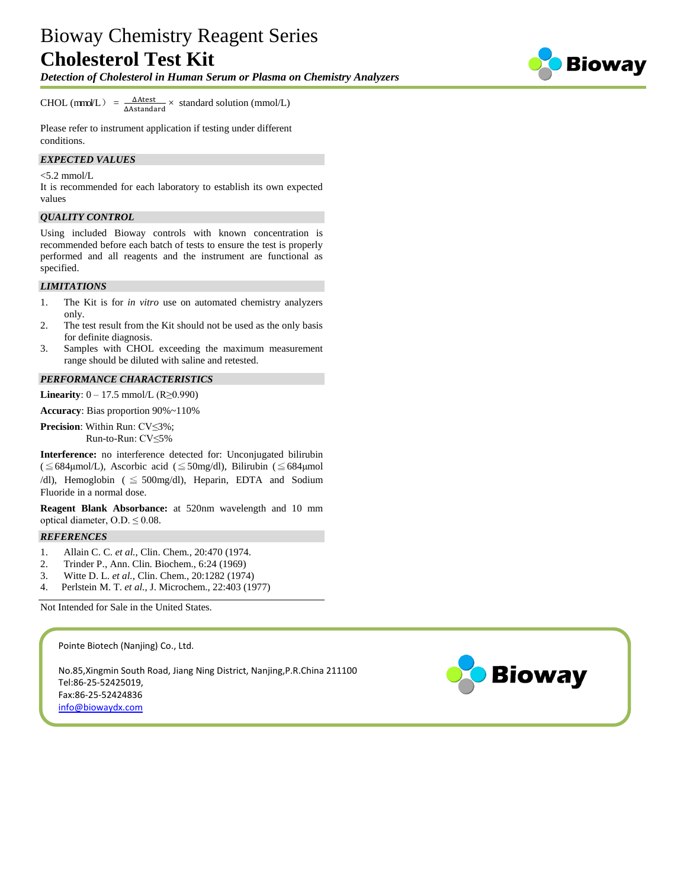# Bioway Chemistry Reagent Series

# Cholesterol Test Kit

***Detection of Cholesterol in Human Serum or Plasma on Chemistry Analyzers***

$$\text{CHOL (mmol/L)} = \frac{\Delta \text{Atest}}{\Delta \text{Astandard}} \times \text{standard solution (mmol/L)}$$

Please refer to instrument application if testing under different conditions.

### *EXPECTED VALUES*

<5.2 mmol/L

It is recommended for each laboratory to establish its own expected values

### *QUALITY CONTROL*

Using included Bioway controls with known concentration is recommended before each batch of tests to ensure the test is properly performed and all reagents and the instrument are functional as specified.

### *LIMITATIONS*

1. The Kit is for *in vitro* use on automated chemistry analyzers only.
2. The test result from the Kit should not be used as the only basis for definite diagnosis.
3. Samples with CHOL exceeding the maximum measurement range should be diluted with saline and retested.

### *PERFORMANCE CHARACTERISTICS*

**Linearity**: 0 – 17.5 mmol/L ($R \geq 0.990$)

**Accuracy**: Bias proportion 90%~110%

**Precision**: Within Run: CV≤3%;
Run-to-Run: CV≤5%

**Interference:** no interference detected for: Unconjugated bilirubin (≦684μmol/L), Ascorbic acid (≦50mg/dl), Bilirubin (≦684μmol /dl), Hemoglobin (≦ 500mg/dl), Heparin, EDTA and Sodium Fluoride in a normal dose.

**Reagent Blank Absorbance:** at 520nm wavelength and 10 mm optical diameter, O.D. ≤ 0.08.

### *REFERENCES*

1. Allain C. C. *et al.*, Clin. Chem., 20:470 (1974.
2. Trinder P., Ann. Clin. Biochem., 6:24 (1969)
3. Witte D. L. *et al.*, Clin. Chem., 20:1282 (1974)
4. Perlstein M. T. *et al.*, J. Microchem., 22:403 (1977)

Not Intended for Sale in the United States.

Pointe Biotech (Nanjing) Co., Ltd.

No.85,Xingmin South Road, Jiang Ning District, Nanjing,P.R.China 211100
Tel:86-25-52425019,
Fax:86-25-52424836
info@biowaydx.com